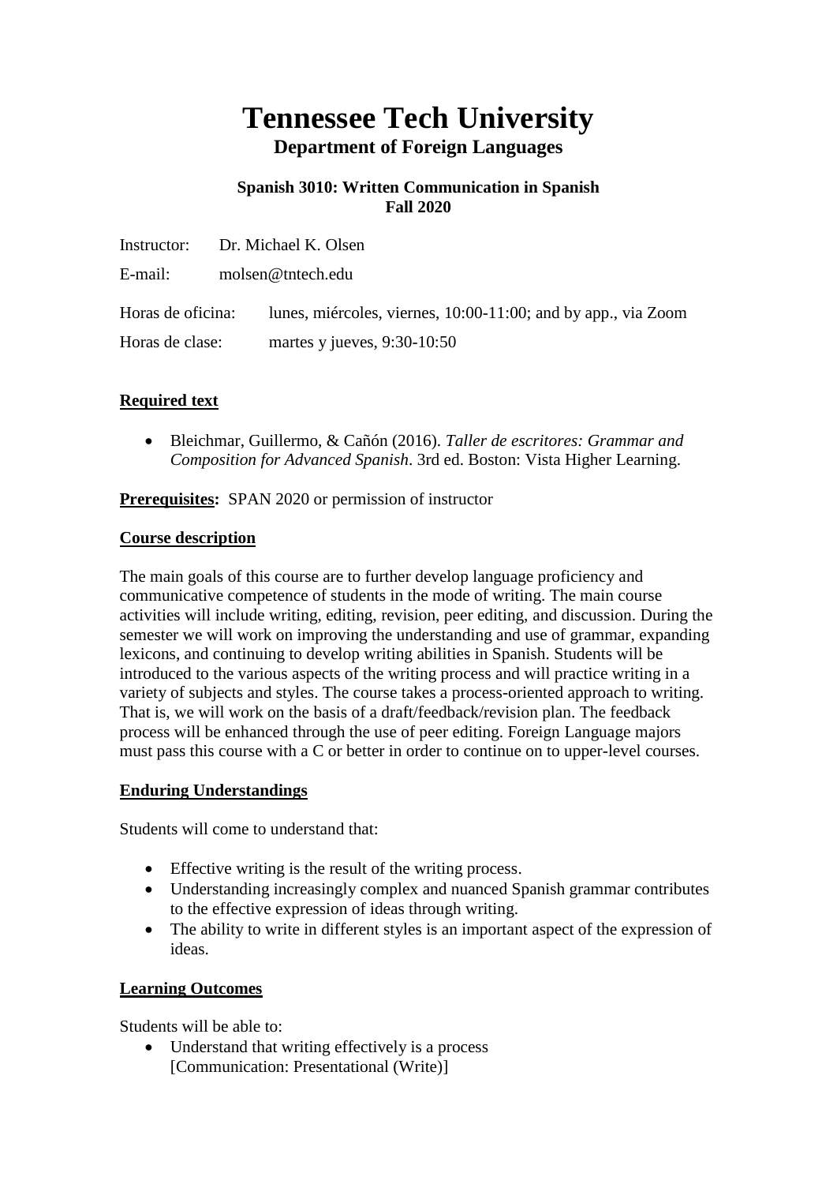# Tennessee Tech University

## Department of Foreign Languages

### Spanish 3010: Written Communication in Spanish
### Fall 2020

Instructor: Dr. Michael K. Olsen

E-mail: molsen@tntech.edu

Horas de oficina: lunes, miércoles, viernes, 10:00-11:00; and by app., via Zoom

Horas de clase: martes y jueves, 9:30-10:50

**<u>Required text</u>**

- Bleichmar, Guillermo, & Cañón (2016). *Taller de escritores: Grammar and Composition for Advanced Spanish*. 3rd ed. Boston: Vista Higher Learning.

**<u>Prerequisites</u>:** SPAN 2020 or permission of instructor

**<u>Course description</u>**

The main goals of this course are to further develop language proficiency and communicative competence of students in the mode of writing. The main course activities will include writing, editing, revision, peer editing, and discussion. During the semester we will work on improving the understanding and use of grammar, expanding lexicons, and continuing to develop writing abilities in Spanish. Students will be introduced to the various aspects of the writing process and will practice writing in a variety of subjects and styles. The course takes a process-oriented approach to writing. That is, we will work on the basis of a draft/feedback/revision plan. The feedback process will be enhanced through the use of peer editing. Foreign Language majors must pass this course with a C or better in order to continue on to upper-level courses.

**<u>Enduring Understandings</u>**

Students will come to understand that:

- Effective writing is the result of the writing process.
- Understanding increasingly complex and nuanced Spanish grammar contributes to the effective expression of ideas through writing.
- The ability to write in different styles is an important aspect of the expression of ideas.

**<u>Learning Outcomes</u>**

Students will be able to:

- Understand that writing effectively is a process [Communication: Presentational (Write)]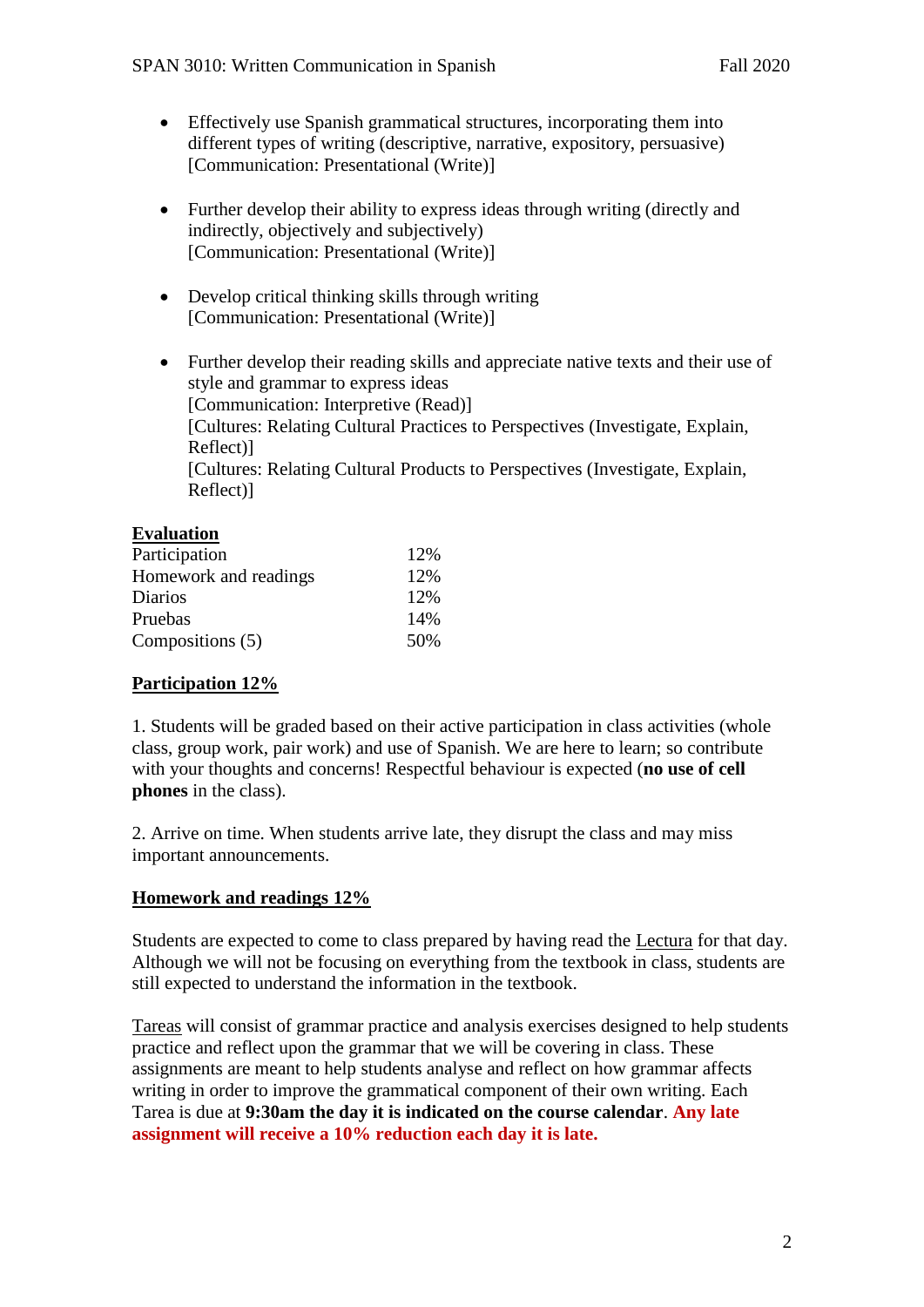- Effectively use Spanish grammatical structures, incorporating them into different types of writing (descriptive, narrative, expository, persuasive) [Communication: Presentational (Write)]

- Further develop their ability to express ideas through writing (directly and indirectly, objectively and subjectively) [Communication: Presentational (Write)]

- Develop critical thinking skills through writing [Communication: Presentational (Write)]

- Further develop their reading skills and appreciate native texts and their use of style and grammar to express ideas
  [Communication: Interpretive (Read)]
  [Cultures: Relating Cultural Practices to Perspectives (Investigate, Explain, Reflect)]
  [Cultures: Relating Cultural Products to Perspectives (Investigate, Explain, Reflect)]

## Evaluation

| | |
|---|---|
| Participation | 12% |
| Homework and readings | 12% |
| Diarios | 12% |
| Pruebas | 14% |
| Compositions (5) | 50% |

## Participation 12%

1. Students will be graded based on their active participation in class activities (whole class, group work, pair work) and use of Spanish. We are here to learn; so contribute with your thoughts and concerns! Respectful behaviour is expected (**no use of cell phones** in the class).

2. Arrive on time. When students arrive late, they disrupt the class and may miss important announcements.

## Homework and readings 12%

Students are expected to come to class prepared by having read the Lectura for that day. Although we will not be focusing on everything from the textbook in class, students are still expected to understand the information in the textbook.

Tareas will consist of grammar practice and analysis exercises designed to help students practice and reflect upon the grammar that we will be covering in class. These assignments are meant to help students analyse and reflect on how grammar affects writing in order to improve the grammatical component of their own writing. Each Tarea is due at **9:30am the day it is indicated on the course calendar**. **Any late assignment will receive a 10% reduction each day it is late.**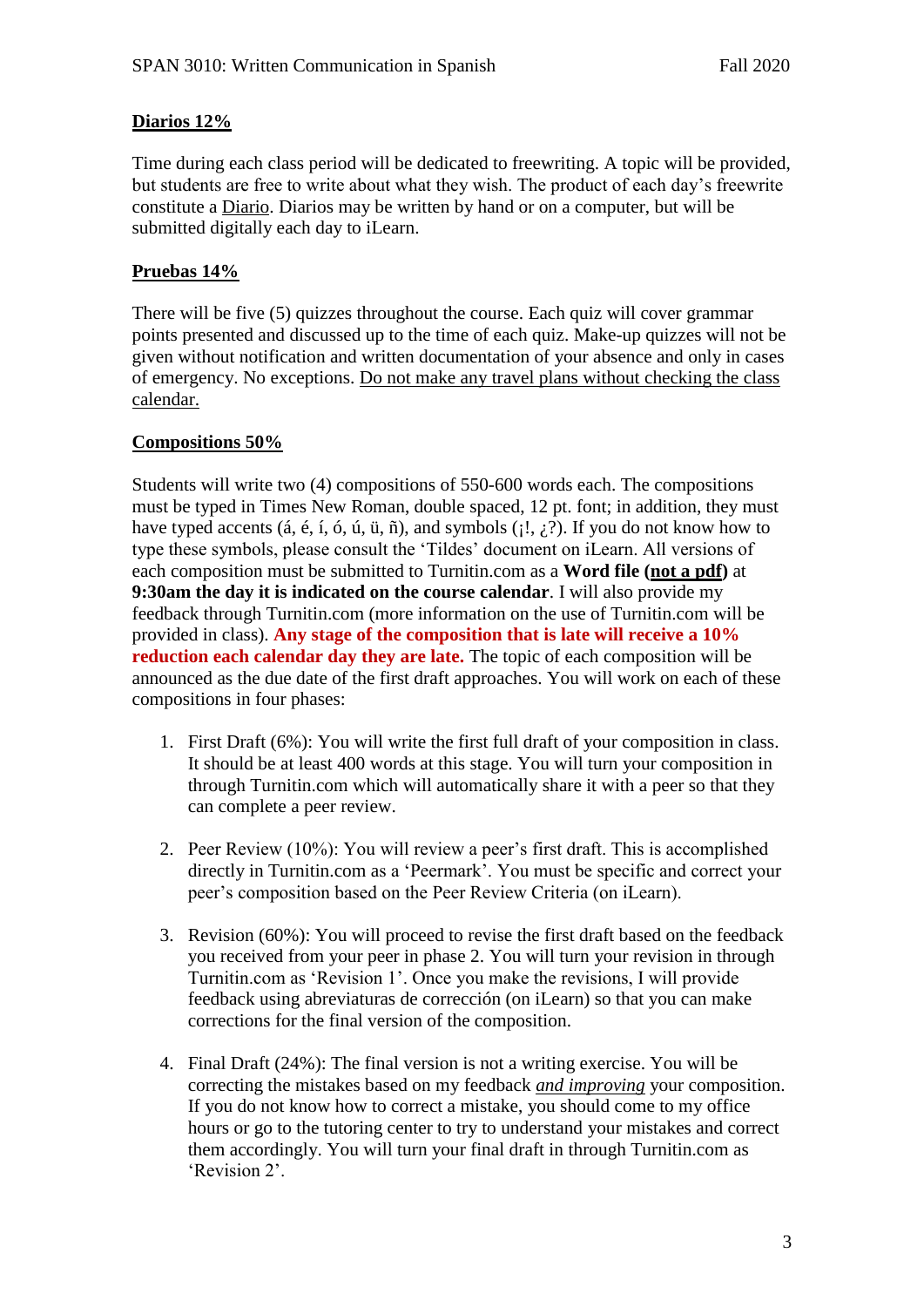## Diarios 12%

Time during each class period will be dedicated to freewriting. A topic will be provided, but students are free to write about what they wish. The product of each day's freewrite constitute a Diario. Diarios may be written by hand or on a computer, but will be submitted digitally each day to iLearn.

## Pruebas 14%

There will be five (5) quizzes throughout the course. Each quiz will cover grammar points presented and discussed up to the time of each quiz. Make-up quizzes will not be given without notification and written documentation of your absence and only in cases of emergency. No exceptions. Do not make any travel plans without checking the class calendar.

## Compositions 50%

Students will write two (4) compositions of 550-600 words each. The compositions must be typed in Times New Roman, double spaced, 12 pt. font; in addition, they must have typed accents (á, é, í, ó, ú, ü, ñ), and symbols (¡!, ¿?). If you do not know how to type these symbols, please consult the 'Tildes' document on iLearn. All versions of each composition must be submitted to Turnitin.com as a **Word file (not a pdf)** at **9:30am the day it is indicated on the course calendar**. I will also provide my feedback through Turnitin.com (more information on the use of Turnitin.com will be provided in class). **Any stage of the composition that is late will receive a 10% reduction each calendar day they are late.** The topic of each composition will be announced as the due date of the first draft approaches. You will work on each of these compositions in four phases:

1. First Draft (6%): You will write the first full draft of your composition in class. It should be at least 400 words at this stage. You will turn your composition in through Turnitin.com which will automatically share it with a peer so that they can complete a peer review.

2. Peer Review (10%): You will review a peer's first draft. This is accomplished directly in Turnitin.com as a 'Peermark'. You must be specific and correct your peer's composition based on the Peer Review Criteria (on iLearn).

3. Revision (60%): You will proceed to revise the first draft based on the feedback you received from your peer in phase 2. You will turn your revision in through Turnitin.com as 'Revision 1'. Once you make the revisions, I will provide feedback using abreviaturas de corrección (on iLearn) so that you can make corrections for the final version of the composition.

4. Final Draft (24%): The final version is not a writing exercise. You will be correcting the mistakes based on my feedback ***and improving*** your composition. If you do not know how to correct a mistake, you should come to my office hours or go to the tutoring center to try to understand your mistakes and correct them accordingly. You will turn your final draft in through Turnitin.com as 'Revision 2'.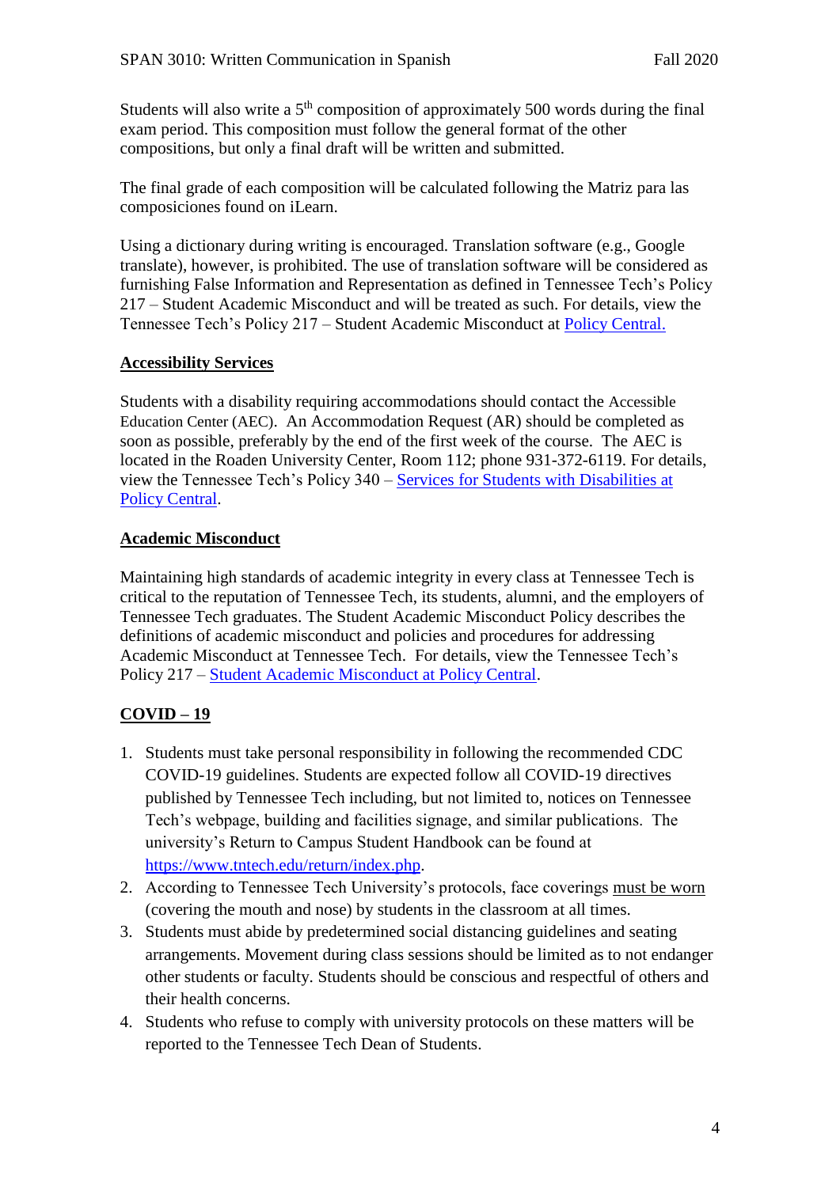Students will also write a 5th composition of approximately 500 words during the final exam period. This composition must follow the general format of the other compositions, but only a final draft will be written and submitted.

The final grade of each composition will be calculated following the Matriz para las composiciones found on iLearn.

Using a dictionary during writing is encouraged. Translation software (e.g., Google translate), however, is prohibited. The use of translation software will be considered as furnishing False Information and Representation as defined in Tennessee Tech's Policy 217 – Student Academic Misconduct and will be treated as such. For details, view the Tennessee Tech's Policy 217 – Student Academic Misconduct at Policy Central.

## Accessibility Services

Students with a disability requiring accommodations should contact the Accessible Education Center (AEC). An Accommodation Request (AR) should be completed as soon as possible, preferably by the end of the first week of the course. The AEC is located in the Roaden University Center, Room 112; phone 931-372-6119. For details, view the Tennessee Tech's Policy 340 – Services for Students with Disabilities at Policy Central.

## Academic Misconduct

Maintaining high standards of academic integrity in every class at Tennessee Tech is critical to the reputation of Tennessee Tech, its students, alumni, and the employers of Tennessee Tech graduates. The Student Academic Misconduct Policy describes the definitions of academic misconduct and policies and procedures for addressing Academic Misconduct at Tennessee Tech. For details, view the Tennessee Tech's Policy 217 – Student Academic Misconduct at Policy Central.

## COVID – 19

1. Students must take personal responsibility in following the recommended CDC COVID-19 guidelines. Students are expected follow all COVID-19 directives published by Tennessee Tech including, but not limited to, notices on Tennessee Tech's webpage, building and facilities signage, and similar publications. The university's Return to Campus Student Handbook can be found at https://www.tntech.edu/return/index.php.
2. According to Tennessee Tech University's protocols, face coverings must be worn (covering the mouth and nose) by students in the classroom at all times.
3. Students must abide by predetermined social distancing guidelines and seating arrangements. Movement during class sessions should be limited as to not endanger other students or faculty. Students should be conscious and respectful of others and their health concerns.
4. Students who refuse to comply with university protocols on these matters will be reported to the Tennessee Tech Dean of Students.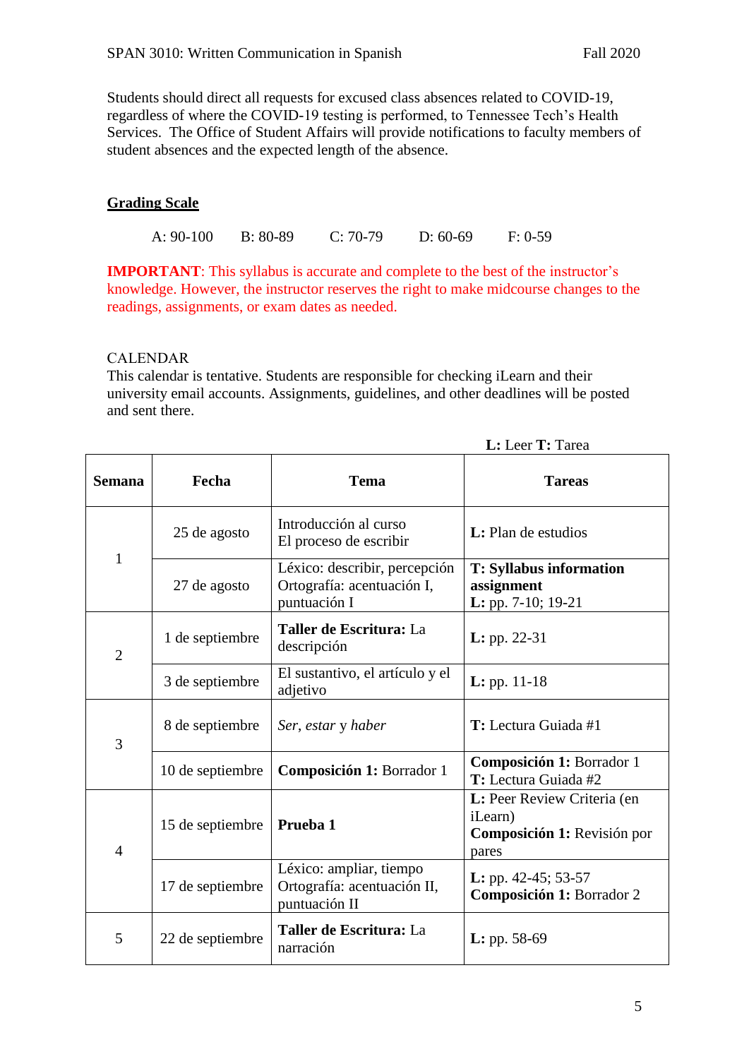Students should direct all requests for excused class absences related to COVID-19, regardless of where the COVID-19 testing is performed, to Tennessee Tech's Health Services. The Office of Student Affairs will provide notifications to faculty members of student absences and the expected length of the absence.

## Grading Scale

A: 90-100 B: 80-89 C: 70-79 D: 60-69 F: 0-59

**IMPORTANT**: This syllabus is accurate and complete to the best of the instructor's knowledge. However, the instructor reserves the right to make midcourse changes to the readings, assignments, or exam dates as needed.

CALENDAR

This calendar is tentative. Students are responsible for checking iLearn and their university email accounts. Assignments, guidelines, and other deadlines will be posted and sent there.

**L:** Leer **T:** Tarea

| Semana | Fecha | Tema | Tareas |
|---|---|---|---|
| 1 | 25 de agosto | Introducción al curso<br>El proceso de escribir | **L:** Plan de estudios |
| | 27 de agosto | Léxico: describir, percepción<br>Ortografía: acentuación I, puntuación I | **T: Syllabus information assignment**<br>**L:** pp. 7-10; 19-21 |
| 2 | 1 de septiembre | **Taller de Escritura:** La descripción | **L:** pp. 22-31 |
| | 3 de septiembre | El sustantivo, el artículo y el adjetivo | **L:** pp. 11-18 |
| 3 | 8 de septiembre | *Ser*, *estar* y *haber* | **T:** Lectura Guiada #1 |
| | 10 de septiembre | **Composición 1:** Borrador 1 | **Composición 1:** Borrador 1<br>**T:** Lectura Guiada #2 |
| 4 | 15 de septiembre | **Prueba 1** | **L:** Peer Review Criteria (en iLearn)<br>**Composición 1:** Revisión por pares |
| | 17 de septiembre | Léxico: ampliar, tiempo<br>Ortografía: acentuación II, puntuación II | **L:** pp. 42-45; 53-57<br>**Composición 1:** Borrador 2 |
| 5 | 22 de septiembre | **Taller de Escritura:** La narración | **L:** pp. 58-69 |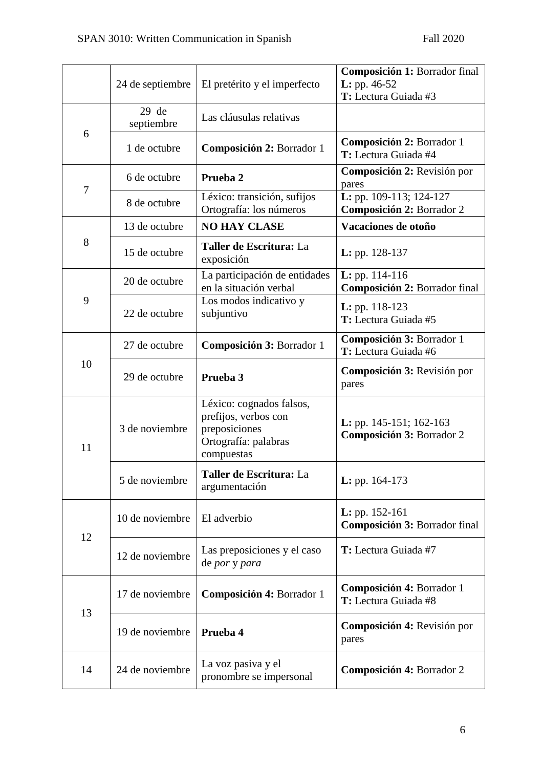| | | | |
|---|---|---|---|
| | 24 de septiembre | El pretérito y el imperfecto | **Composición 1:** Borrador final<br>**L:** pp. 46-52<br>**T:** Lectura Guiada #3 |
| 6 | 29 de septiembre | Las cláusulas relativas | |
| | 1 de octubre | **Composición 2:** Borrador 1 | **Composición 2:** Borrador 1<br>**T:** Lectura Guiada #4 |
| 7 | 6 de octubre | **Prueba 2** | **Composición 2:** Revisión por pares |
| | 8 de octubre | Léxico: transición, sufijos<br>Ortografía: los números | **L:** pp. 109-113; 124-127<br>**Composición 2:** Borrador 2 |
| 8 | 13 de octubre | **NO HAY CLASE** | **Vacaciones de otoño** |
| | 15 de octubre | **Taller de Escritura:** La exposición | **L:** pp. 128-137 |
| 9 | 20 de octubre | La participación de entidades en la situación verbal | **L:** pp. 114-116<br>**Composición 2:** Borrador final |
| | 22 de octubre | Los modos indicativo y subjuntivo | **L:** pp. 118-123<br>**T:** Lectura Guiada #5 |
| 10 | 27 de octubre | **Composición 3:** Borrador 1 | **Composición 3:** Borrador 1<br>**T:** Lectura Guiada #6 |
| | 29 de octubre | **Prueba 3** | **Composición 3:** Revisión por pares |
| 11 | 3 de noviembre | Léxico: cognados falsos, prefijos, verbos con preposiciones<br>Ortografía: palabras compuestas | **L:** pp. 145-151; 162-163<br>**Composición 3:** Borrador 2 |
| | 5 de noviembre | **Taller de Escritura:** La argumentación | **L:** pp. 164-173 |
| 12 | 10 de noviembre | El adverbio | **L:** pp. 152-161<br>**Composición 3:** Borrador final |
| | 12 de noviembre | Las preposiciones y el caso de *por* y *para* | **T:** Lectura Guiada #7 |
| 13 | 17 de noviembre | **Composición 4:** Borrador 1 | **Composición 4:** Borrador 1<br>**T:** Lectura Guiada #8 |
| | 19 de noviembre | **Prueba 4** | **Composición 4:** Revisión por pares |
| 14 | 24 de noviembre | La voz pasiva y el pronombre se impersonal | **Composición 4:** Borrador 2 |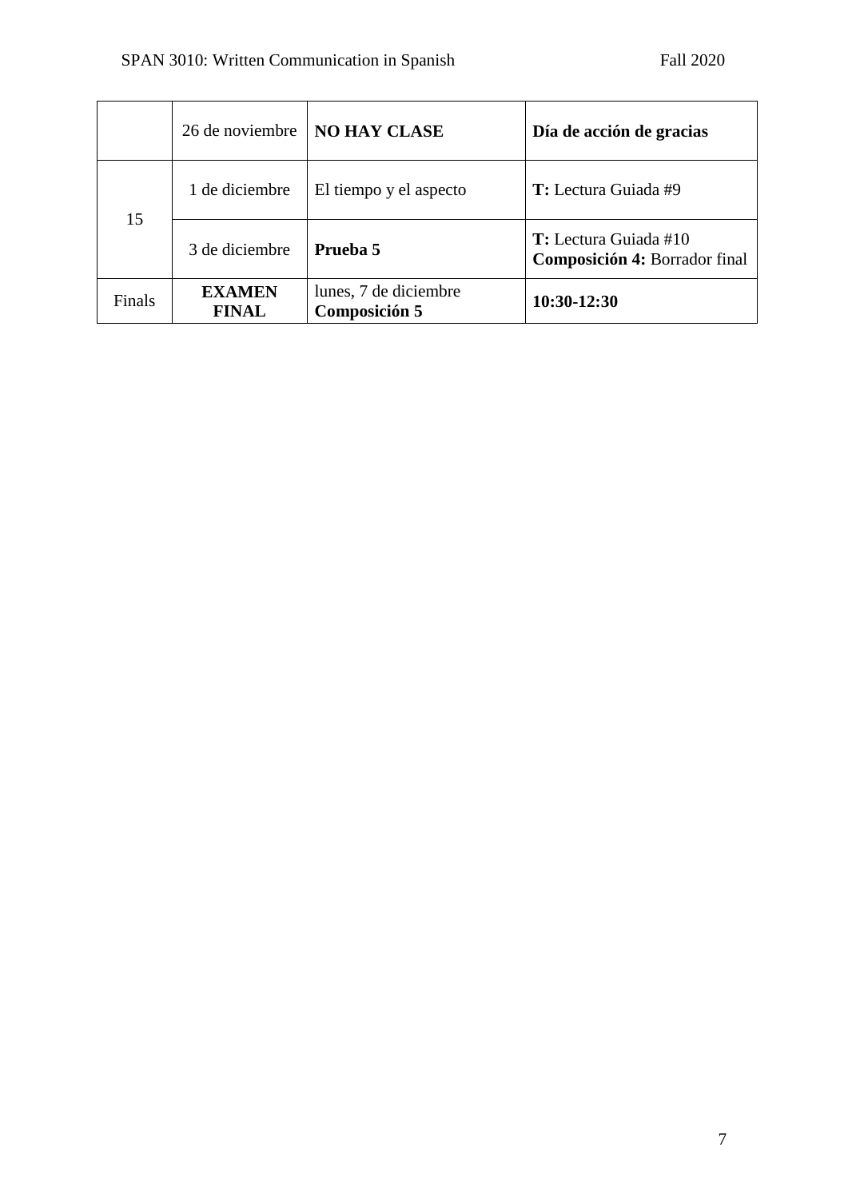| | | | |
|---|---|---|---|
| | 26 de noviembre | **NO HAY CLASE** | **Día de acción de gracias** |
| 15 | 1 de diciembre | El tiempo y el aspecto | **T:** Lectura Guiada #9 |
| | 3 de diciembre | **Prueba 5** | **T:** Lectura Guiada #10<br>**Composición 4:** Borrador final |
| Finals | **EXAMEN FINAL** | lunes, 7 de diciembre<br>**Composición 5** | **10:30-12:30** |